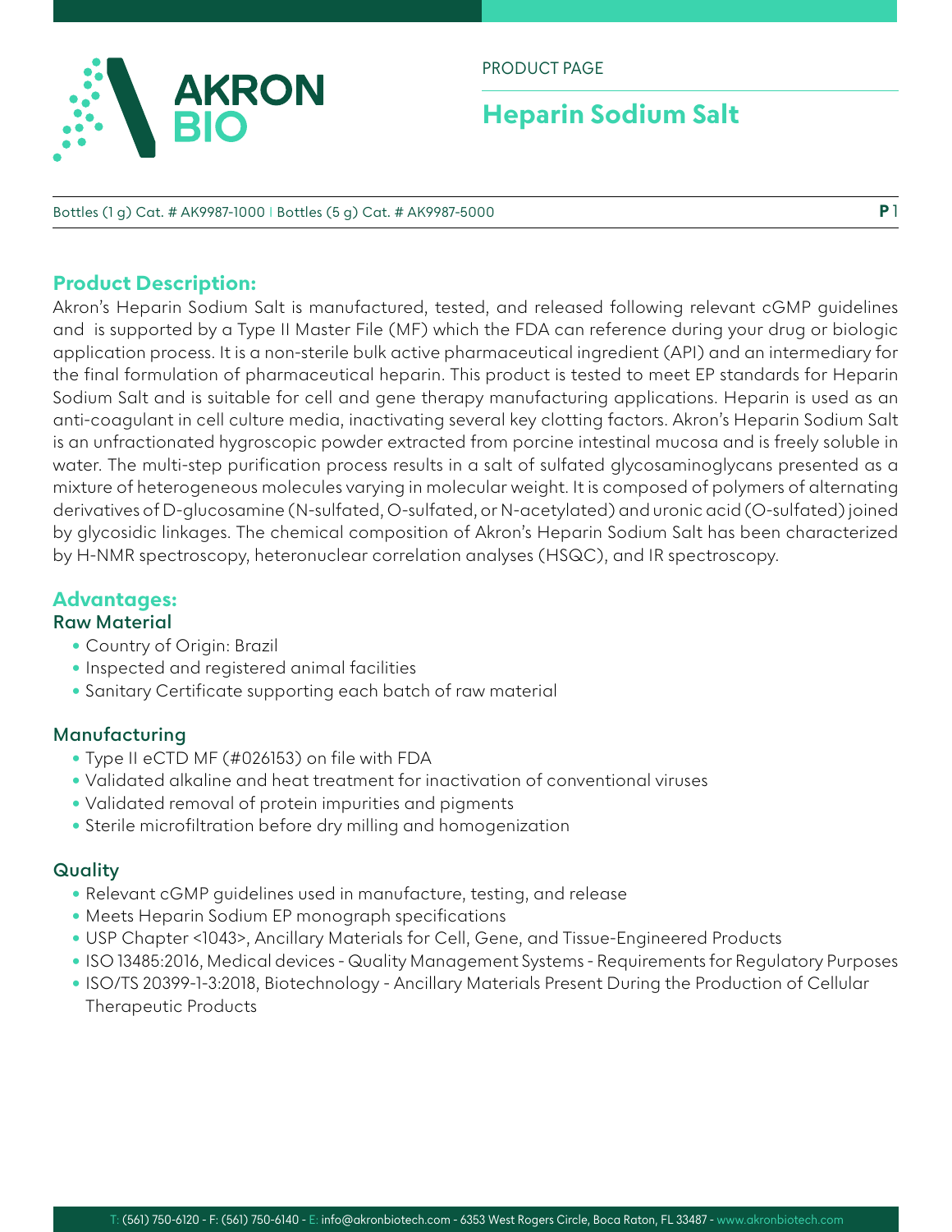PRODUCT PAGE

# Heparin Sodium Salt

Bottles (1 g) Cat. # AK9987-1000 | Bottles (5 g) Cat. # AK9987-5000

## Product Description:

Akron's Heparin Sodium Salt is manufactured, tested, and released following relevant cGMP guidelines and is supported by a Type II Master File (MF) which the FDA can reference during your drug or biologic application process. It is a non-sterile bulk active pharmaceutical ingredient (API) and an intermediary for the final formulation of pharmaceutical heparin. This product is tested to meet EP standards for Heparin Sodium Salt and is suitable for cell and gene therapy manufacturing applications. Heparin is used as an anti-coagulant in cell culture media, inactivating several key clotting factors. Akron's Heparin Sodium Salt is an unfractionated hygroscopic powder extracted from porcine intestinal mucosa and is freely soluble in water. The multi-step purification process results in a salt of sulfated glycosaminoglycans presented as a mixture of heterogeneous molecules varying in molecular weight. It is composed of polymers of alternating derivatives of D-glucosamine (N-sulfated, O-sulfated, or N-acetylated) and uronic acid (O-sulfated) joined by glycosidic linkages. The chemical composition of Akron's Heparin Sodium Salt has been characterized by H-NMR spectroscopy, heteronuclear correlation analyses (HSQC), and IR spectroscopy.

## Advantages:

### Raw Material

- Country of Origin: Brazil
- Inspected and registered animal facilities
- Sanitary Certificate supporting each batch of raw material

### Manufacturing

- Type II eCTD MF (#026153) on file with FDA
- Validated alkaline and heat treatment for inactivation of conventional viruses
- Validated removal of protein impurities and pigments
- Sterile microfiltration before dry milling and homogenization

### Quality

- Relevant cGMP guidelines used in manufacture, testing, and release
- Meets Heparin Sodium EP monograph specifications
- USP Chapter <1043>, Ancillary Materials for Cell, Gene, and Tissue-Engineered Products
- ISO 13485:2016, Medical devices - Quality Management Systems - Requirements for Regulatory Purposes
- ISO/TS 20399-1-3:2018, Biotechnology - Ancillary Materials Present During the Production of Cellular Therapeutic Products

T: (561) 750-6120 - F: (561) 750-6140 - E: info@akronbiotech.com - 6353 West Rogers Circle, Boca Raton, FL 33487 - www.akronbiotech.com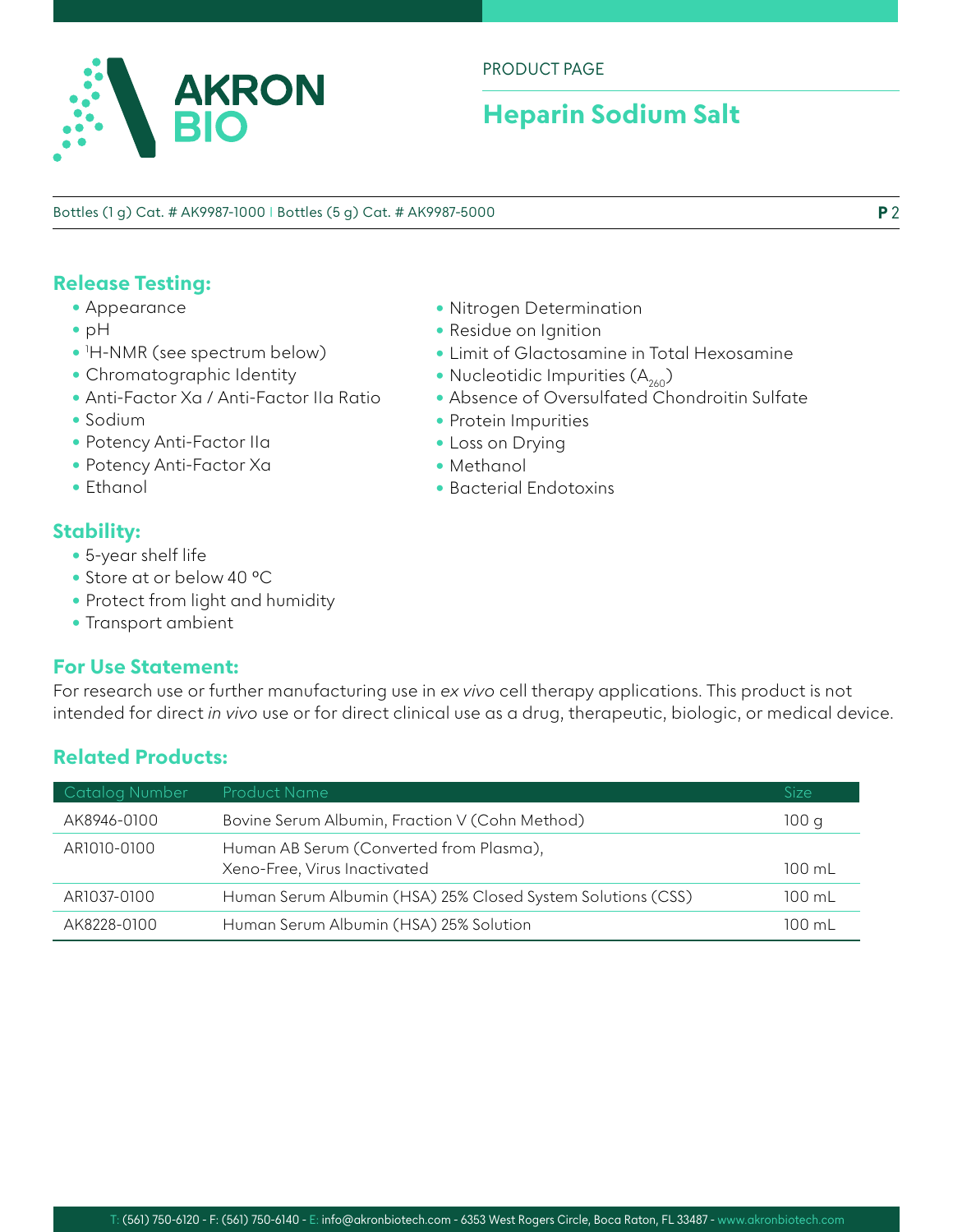Bottles (1 g) Cat. # AK9987-1000 | Bottles (5 g) Cat. # AK9987-5000

## Release Testing:

- Appearance
- pH
- $^1$H-NMR (see spectrum below)
- Chromatographic Identity
- Anti-Factor Xa / Anti-Factor IIa Ratio
- Sodium
- Potency Anti-Factor IIa
- Potency Anti-Factor Xa
- Ethanol
- Nitrogen Determination
- Residue on Ignition
- Limit of Glactosamine in Total Hexosamine
- Nucleotidic Impurities ($A_{260}$)
- Absence of Oversulfated Chondroitin Sulfate
- Protein Impurities
- Loss on Drying
- Methanol
- Bacterial Endotoxins

## Stability:

- 5-year shelf life
- Store at or below 40 ºC
- Protect from light and humidity
- Transport ambient

## For Use Statement:

For research use or further manufacturing use in *ex vivo* cell therapy applications. This product is not intended for direct *in vivo* use or for direct clinical use as a drug, therapeutic, biologic, or medical device.

## Related Products:

| Catalog Number | Product Name | Size |
|---|---|---|
| AK8946-0100 | Bovine Serum Albumin, Fraction V (Cohn Method) | 100 g |
| AR1010-0100 | Human AB Serum (Converted from Plasma), Xeno-Free, Virus Inactivated | 100 mL |
| AR1037-0100 | Human Serum Albumin (HSA) 25% Closed System Solutions (CSS) | 100 mL |
| AK8228-0100 | Human Serum Albumin (HSA) 25% Solution | 100 mL |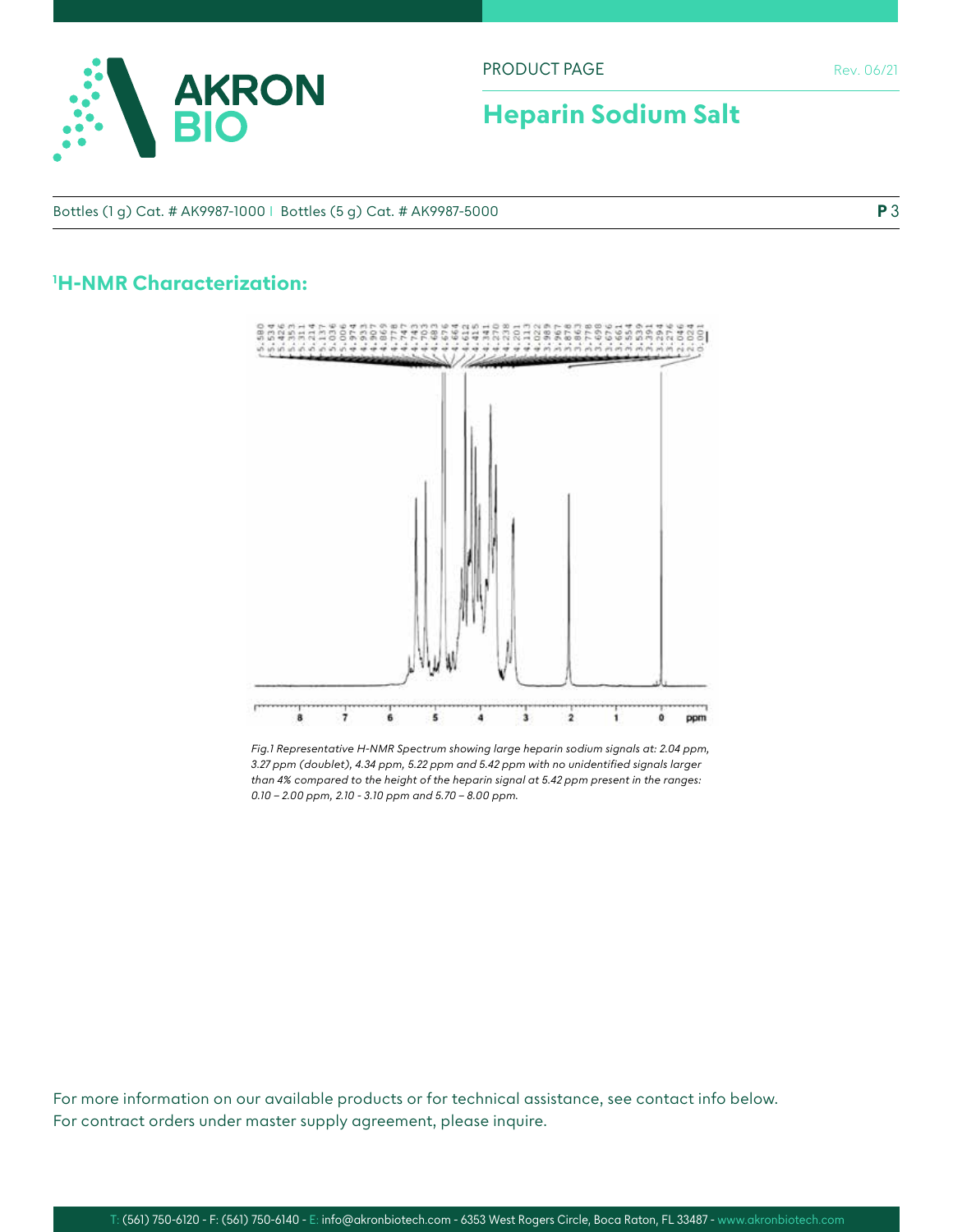# Heparin Sodium Salt

Bottles (1 g) Cat. # AK9987-1000 | Bottles (5 g) Cat. # AK9987-5000

## [1]H-NMR Characterization:

5.580
5.534
5.426
5.353
5.311
5.214
5.137
5.036
5.006
4.974
4.933
4.907
4.869
4.778
4.747
4.743
4.703
4.683
4.676
4.664
4.612
4.415
4.341
4.270
4.238
4.201
4.113
4.022
3.989
3.967
3.878
3.863
3.778
3.698
3.676
3.661
3.554
3.539
3.391
3.294
3.276
2.046
2.024
0.001

8 7 6 5 4 3 2 1 0 ppm

*Fig.1 Representative H-NMR Spectrum showing large heparin sodium signals at: 2.04 ppm, 3.27 ppm (doublet), 4.34 ppm, 5.22 ppm and 5.42 ppm with no unidentified signals larger than 4% compared to the height of the heparin signal at 5.42 ppm present in the ranges: 0.10 – 2.00 ppm, 2.10 - 3.10 ppm and 5.70 – 8.00 ppm.*

For more information on our available products or for technical assistance, see contact info below.
For contract orders under master supply agreement, please inquire.

T: (561) 750-6120 - F: (561) 750-6140 - E: info@akronbiotech.com - 6353 West Rogers Circle, Boca Raton, FL 33487 - www.akronbiotech.com